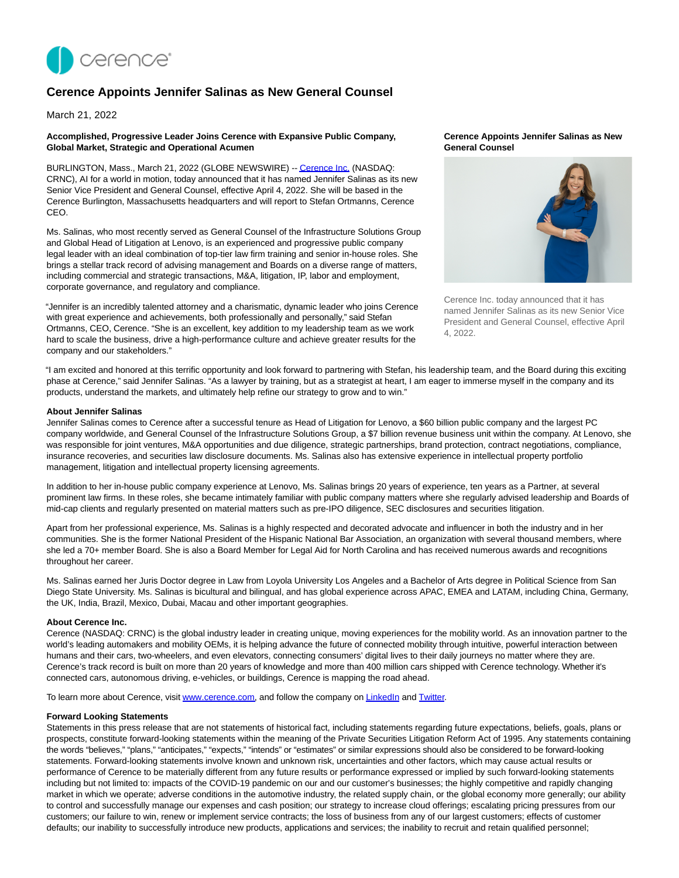# Cerence Appoints Jennifer Salinas as New General Counsel

March 21, 2022

**Accomplished, Progressive Leader Joins Cerence with Expansive Public Company, Global Market, Strategic and Operational Acumen**

BURLINGTON, Mass., March 21, 2022 (GLOBE NEWSWIRE) -- Cerence Inc. (NASDAQ: CRNC), AI for a world in motion, today announced that it has named Jennifer Salinas as its new Senior Vice President and General Counsel, effective April 4, 2022. She will be based in the Cerence Burlington, Massachusetts headquarters and will report to Stefan Ortmanns, Cerence CEO.

Ms. Salinas, who most recently served as General Counsel of the Infrastructure Solutions Group and Global Head of Litigation at Lenovo, is an experienced and progressive public company legal leader with an ideal combination of top-tier law firm training and senior in-house roles. She brings a stellar track record of advising management and Boards on a diverse range of matters, including commercial and strategic transactions, M&A, litigation, IP, labor and employment, corporate governance, and regulatory and compliance.

"Jennifer is an incredibly talented attorney and a charismatic, dynamic leader who joins Cerence with great experience and achievements, both professionally and personally," said Stefan Ortmanns, CEO, Cerence. "She is an excellent, key addition to my leadership team as we work hard to scale the business, drive a high-performance culture and achieve greater results for the company and our stakeholders."

**Cerence Appoints Jennifer Salinas as New General Counsel**

Cerence Inc. today announced that it has named Jennifer Salinas as its new Senior Vice President and General Counsel, effective April 4, 2022.

"I am excited and honored at this terrific opportunity and look forward to partnering with Stefan, his leadership team, and the Board during this exciting phase at Cerence," said Jennifer Salinas. "As a lawyer by training, but as a strategist at heart, I am eager to immerse myself in the company and its products, understand the markets, and ultimately help refine our strategy to grow and to win."

**About Jennifer Salinas**

Jennifer Salinas comes to Cerence after a successful tenure as Head of Litigation for Lenovo, a $60 billion public company and the largest PC company worldwide, and General Counsel of the Infrastructure Solutions Group, a $7 billion revenue business unit within the company. At Lenovo, she was responsible for joint ventures, M&A opportunities and due diligence, strategic partnerships, brand protection, contract negotiations, compliance, insurance recoveries, and securities law disclosure documents. Ms. Salinas also has extensive experience in intellectual property portfolio management, litigation and intellectual property licensing agreements.

In addition to her in-house public company experience at Lenovo, Ms. Salinas brings 20 years of experience, ten years as a Partner, at several prominent law firms. In these roles, she became intimately familiar with public company matters where she regularly advised leadership and Boards of mid-cap clients and regularly presented on material matters such as pre-IPO diligence, SEC disclosures and securities litigation.

Apart from her professional experience, Ms. Salinas is a highly respected and decorated advocate and influencer in both the industry and in her communities. She is the former National President of the Hispanic National Bar Association, an organization with several thousand members, where she led a 70+ member Board. She is also a Board Member for Legal Aid for North Carolina and has received numerous awards and recognitions throughout her career.

Ms. Salinas earned her Juris Doctor degree in Law from Loyola University Los Angeles and a Bachelor of Arts degree in Political Science from San Diego State University. Ms. Salinas is bicultural and bilingual, and has global experience across APAC, EMEA and LATAM, including China, Germany, the UK, India, Brazil, Mexico, Dubai, Macau and other important geographies.

**About Cerence Inc.**

Cerence (NASDAQ: CRNC) is the global industry leader in creating unique, moving experiences for the mobility world. As an innovation partner to the world's leading automakers and mobility OEMs, it is helping advance the future of connected mobility through intuitive, powerful interaction between humans and their cars, two-wheelers, and even elevators, connecting consumers' digital lives to their daily journeys no matter where they are. Cerence's track record is built on more than 20 years of knowledge and more than 400 million cars shipped with Cerence technology. Whether it's connected cars, autonomous driving, e-vehicles, or buildings, Cerence is mapping the road ahead.

To learn more about Cerence, visit www.cerence.com, and follow the company on LinkedIn and Twitter.

**Forward Looking Statements**

Statements in this press release that are not statements of historical fact, including statements regarding future expectations, beliefs, goals, plans or prospects, constitute forward-looking statements within the meaning of the Private Securities Litigation Reform Act of 1995. Any statements containing the words "believes," "plans," "anticipates," "expects," "intends" or "estimates" or similar expressions should also be considered to be forward-looking statements. Forward-looking statements involve known and unknown risk, uncertainties and other factors, which may cause actual results or performance of Cerence to be materially different from any future results or performance expressed or implied by such forward-looking statements including but not limited to: impacts of the COVID-19 pandemic on our and our customer's businesses; the highly competitive and rapidly changing market in which we operate; adverse conditions in the automotive industry, the related supply chain, or the global economy more generally; our ability to control and successfully manage our expenses and cash position; our strategy to increase cloud offerings; escalating pricing pressures from our customers; our failure to win, renew or implement service contracts; the loss of business from any of our largest customers; effects of customer defaults; our inability to successfully introduce new products, applications and services; the inability to recruit and retain qualified personnel;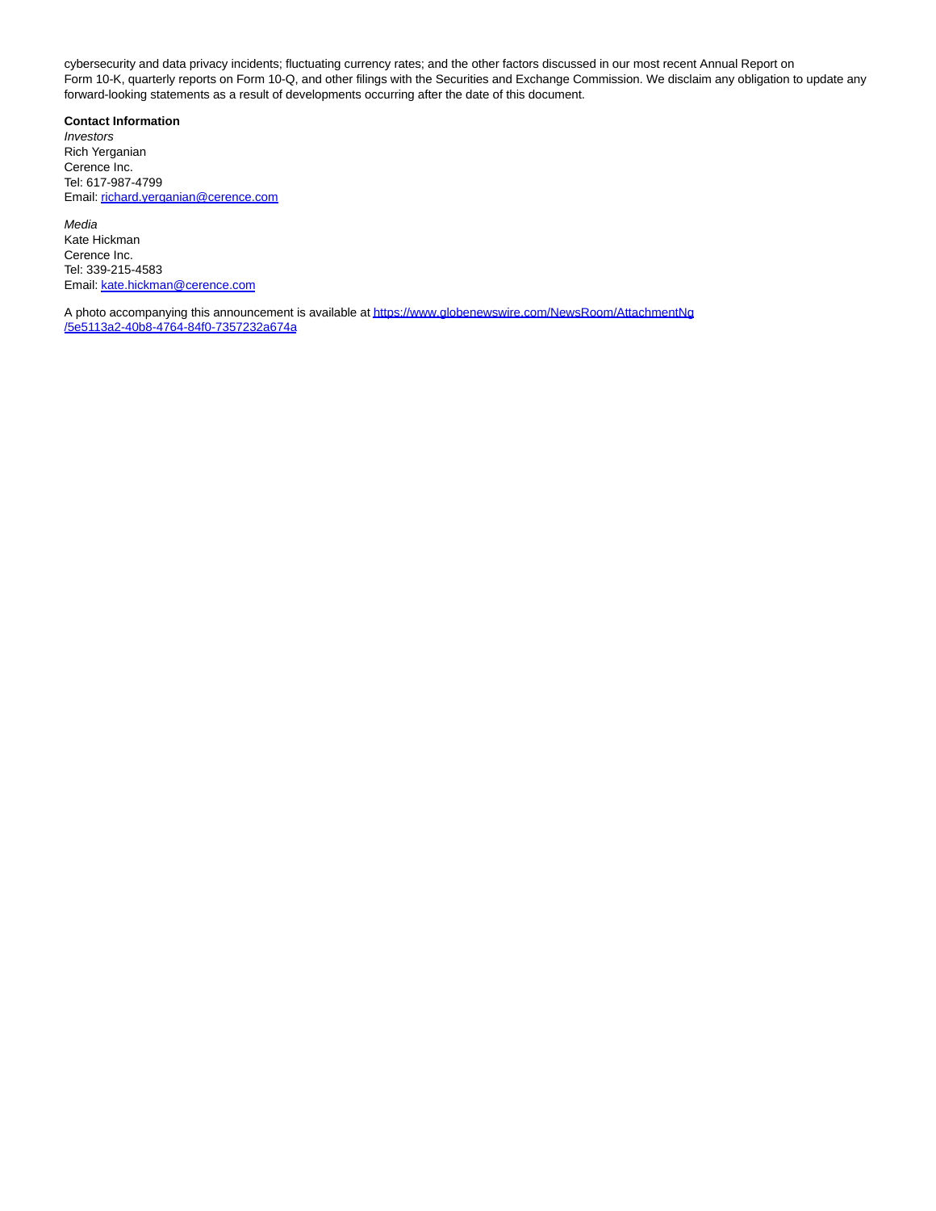cybersecurity and data privacy incidents; fluctuating currency rates; and the other factors discussed in our most recent Annual Report on Form 10-K, quarterly reports on Form 10-Q, and other filings with the Securities and Exchange Commission. We disclaim any obligation to update any forward-looking statements as a result of developments occurring after the date of this document.

**Contact Information**

*Investors*
Rich Yerganian
Cerence Inc.
Tel: 617-987-4799
Email: richard.yerganian@cerence.com

*Media*
Kate Hickman
Cerence Inc.
Tel: 339-215-4583
Email: kate.hickman@cerence.com

A photo accompanying this announcement is available at https://www.globenewswire.com/NewsRoom/AttachmentNg/5e5113a2-40b8-4764-84f0-7357232a674a